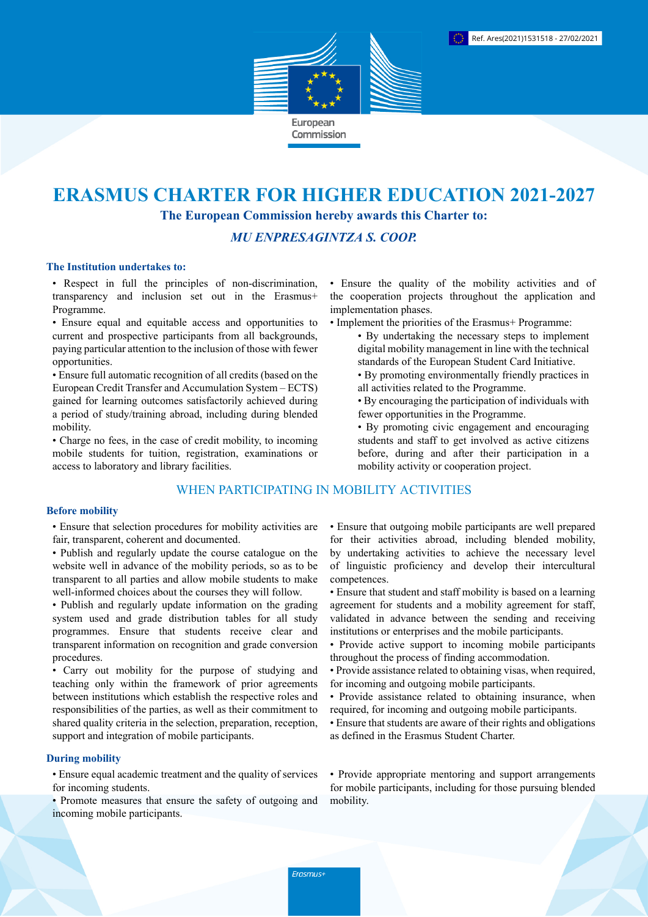Ref. Ares(2021)1531518 - 27/02/2021

European Commission

# ERASMUS CHARTER FOR HIGHER EDUCATION 2021-2027

**The European Commission hereby awards this Charter to:**

***MU ENPRESAGINTZA S. COOP.***

### The Institution undertakes to:

- Respect in full the principles of non-discrimination, transparency and inclusion set out in the Erasmus+ Programme.
- Ensure equal and equitable access and opportunities to current and prospective participants from all backgrounds, paying particular attention to the inclusion of those with fewer opportunities.
- Ensure full automatic recognition of all credits (based on the European Credit Transfer and Accumulation System – ECTS) gained for learning outcomes satisfactorily achieved during a period of study/training abroad, including during blended mobility.
- Charge no fees, in the case of credit mobility, to incoming mobile students for tuition, registration, examinations or access to laboratory and library facilities.
- Ensure the quality of the mobility activities and of the cooperation projects throughout the application and implementation phases.
- Implement the priorities of the Erasmus+ Programme:
  - By undertaking the necessary steps to implement digital mobility management in line with the technical standards of the European Student Card Initiative.
  - By promoting environmentally friendly practices in all activities related to the Programme.
  - By encouraging the participation of individuals with fewer opportunities in the Programme.
  - By promoting civic engagement and encouraging students and staff to get involved as active citizens before, during and after their participation in a mobility activity or cooperation project.

## WHEN PARTICIPATING IN MOBILITY ACTIVITIES

### Before mobility

- Ensure that selection procedures for mobility activities are fair, transparent, coherent and documented.
- Publish and regularly update the course catalogue on the website well in advance of the mobility periods, so as to be transparent to all parties and allow mobile students to make well-informed choices about the courses they will follow.
- Publish and regularly update information on the grading system used and grade distribution tables for all study programmes. Ensure that students receive clear and transparent information on recognition and grade conversion procedures.
- Carry out mobility for the purpose of studying and teaching only within the framework of prior agreements between institutions which establish the respective roles and responsibilities of the parties, as well as their commitment to shared quality criteria in the selection, preparation, reception, support and integration of mobile participants.
- Ensure that outgoing mobile participants are well prepared for their activities abroad, including blended mobility, by undertaking activities to achieve the necessary level of linguistic proficiency and develop their intercultural competences.
- Ensure that student and staff mobility is based on a learning agreement for students and a mobility agreement for staff, validated in advance between the sending and receiving institutions or enterprises and the mobile participants.
- Provide active support to incoming mobile participants throughout the process of finding accommodation.
- Provide assistance related to obtaining visas, when required, for incoming and outgoing mobile participants.
- Provide assistance related to obtaining insurance, when required, for incoming and outgoing mobile participants.
- Ensure that students are aware of their rights and obligations as defined in the Erasmus Student Charter.

### During mobility

- Ensure equal academic treatment and the quality of services for incoming students.
- Promote measures that ensure the safety of outgoing and incoming mobile participants.
- Provide appropriate mentoring and support arrangements for mobile participants, including for those pursuing blended mobility.

Erasmus+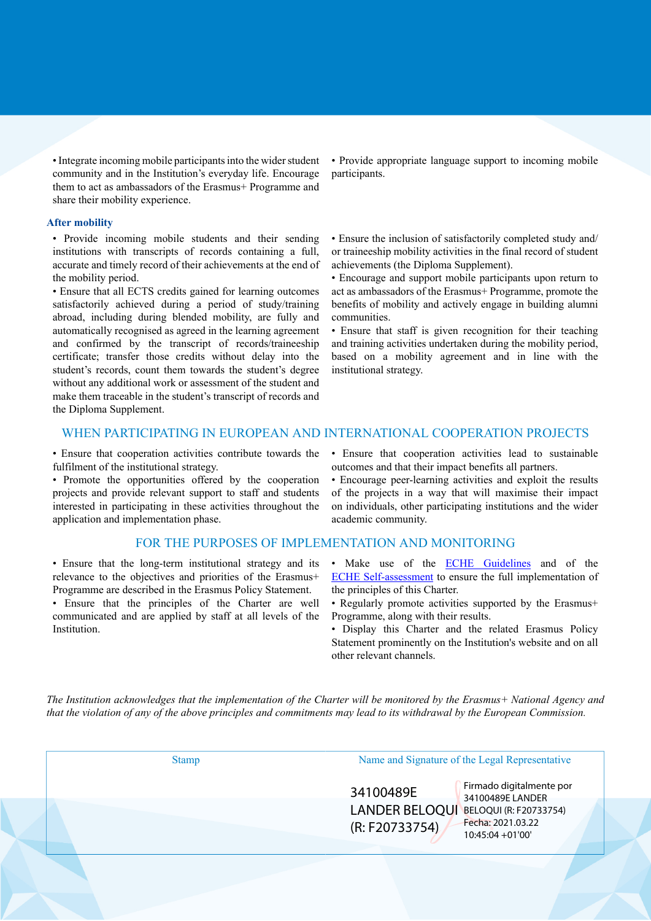- Integrate incoming mobile participants into the wider student community and in the Institution's everyday life. Encourage them to act as ambassadors of the Erasmus+ Programme and share their mobility experience.
- Provide appropriate language support to incoming mobile participants.

### After mobility

- Provide incoming mobile students and their sending institutions with transcripts of records containing a full, accurate and timely record of their achievements at the end of the mobility period.
- Ensure that all ECTS credits gained for learning outcomes satisfactorily achieved during a period of study/training abroad, including during blended mobility, are fully and automatically recognised as agreed in the learning agreement and confirmed by the transcript of records/traineeship certificate; transfer those credits without delay into the student's records, count them towards the student's degree without any additional work or assessment of the student and make them traceable in the student's transcript of records and the Diploma Supplement.
- Ensure the inclusion of satisfactorily completed study and/or traineeship mobility activities in the final record of student achievements (the Diploma Supplement).
- Encourage and support mobile participants upon return to act as ambassadors of the Erasmus+ Programme, promote the benefits of mobility and actively engage in building alumni communities.
- Ensure that staff is given recognition for their teaching and training activities undertaken during the mobility period, based on a mobility agreement and in line with the institutional strategy.

## WHEN PARTICIPATING IN EUROPEAN AND INTERNATIONAL COOPERATION PROJECTS

- Ensure that cooperation activities contribute towards the fulfilment of the institutional strategy.
- Promote the opportunities offered by the cooperation projects and provide relevant support to staff and students interested in participating in these activities throughout the application and implementation phase.
- Ensure that cooperation activities lead to sustainable outcomes and that their impact benefits all partners.
- Encourage peer-learning activities and exploit the results of the projects in a way that will maximise their impact on individuals, other participating institutions and the wider academic community.

## FOR THE PURPOSES OF IMPLEMENTATION AND MONITORING

- Ensure that the long-term institutional strategy and its relevance to the objectives and priorities of the Erasmus+ Programme are described in the Erasmus Policy Statement.
- Ensure that the principles of the Charter are well communicated and are applied by staff at all levels of the Institution.
- Make use of the ECHE Guidelines and of the ECHE Self-assessment to ensure the full implementation of the principles of this Charter.
- Regularly promote activities supported by the Erasmus+ Programme, along with their results.
- Display this Charter and the related Erasmus Policy Statement prominently on the Institution's website and on all other relevant channels.

*The Institution acknowledges that the implementation of the Charter will be monitored by the Erasmus+ National Agency and that the violation of any of the above principles and commitments may lead to its withdrawal by the European Commission.*

| Stamp | Name and Signature of the Legal Representative |
|---|---|
| | 34100489E LANDER BELOQUI (R: F20733754) — Firmado digitalmente por 34100489E LANDER BELOQUI (R: F20733754) Fecha: 2021.03.22 10:45:04 +01'00' |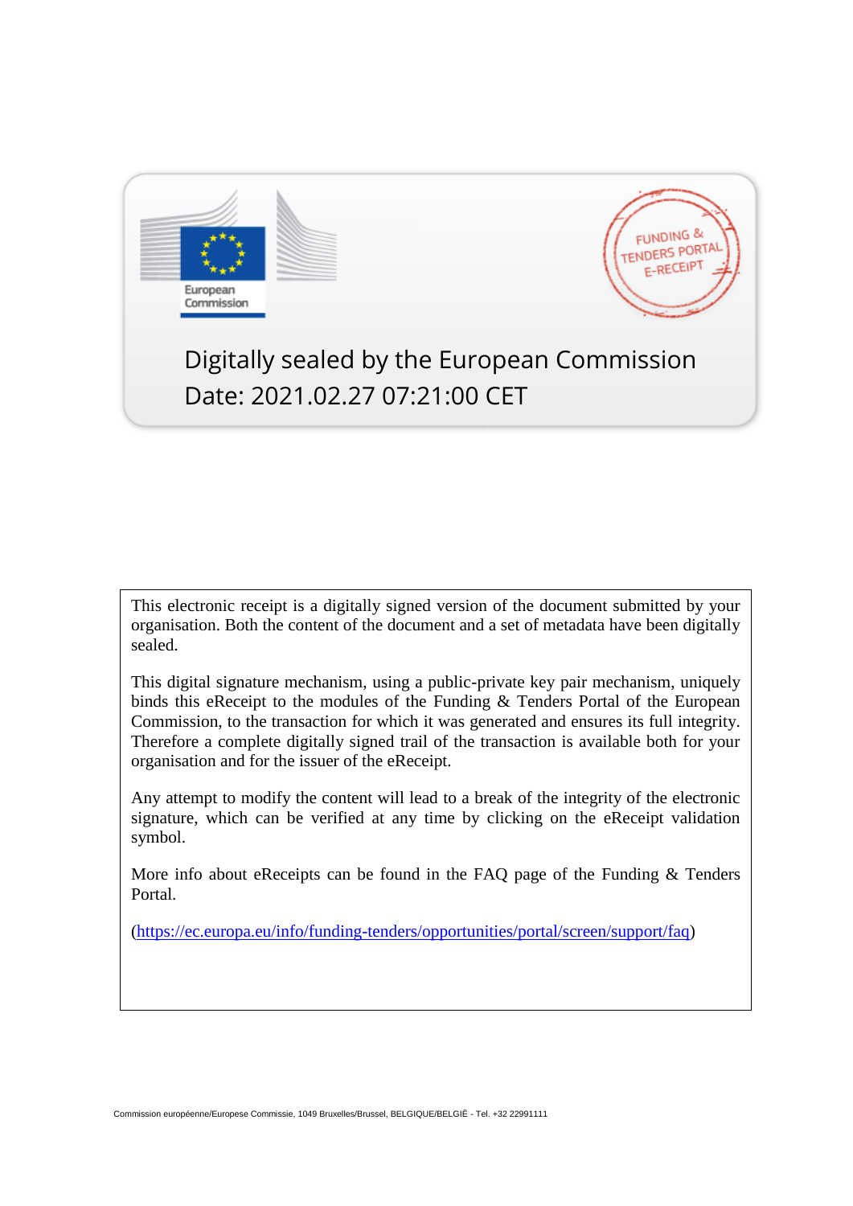European Commission

FUNDING & TENDERS PORTAL E-RECEIPT

Digitally sealed by the European Commission
Date: 2021.02.27 07:21:00 CET

This electronic receipt is a digitally signed version of the document submitted by your organisation. Both the content of the document and a set of metadata have been digitally sealed.

This digital signature mechanism, using a public-private key pair mechanism, uniquely binds this eReceipt to the modules of the Funding & Tenders Portal of the European Commission, to the transaction for which it was generated and ensures its full integrity. Therefore a complete digitally signed trail of the transaction is available both for your organisation and for the issuer of the eReceipt.

Any attempt to modify the content will lead to a break of the integrity of the electronic signature, which can be verified at any time by clicking on the eReceipt validation symbol.

More info about eReceipts can be found in the FAQ page of the Funding & Tenders Portal.

(https://ec.europa.eu/info/funding-tenders/opportunities/portal/screen/support/faq)

Commission européenne/Europese Commissie, 1049 Bruxelles/Brussel, BELGIQUE/BELGIË - Tel. +32 22991111